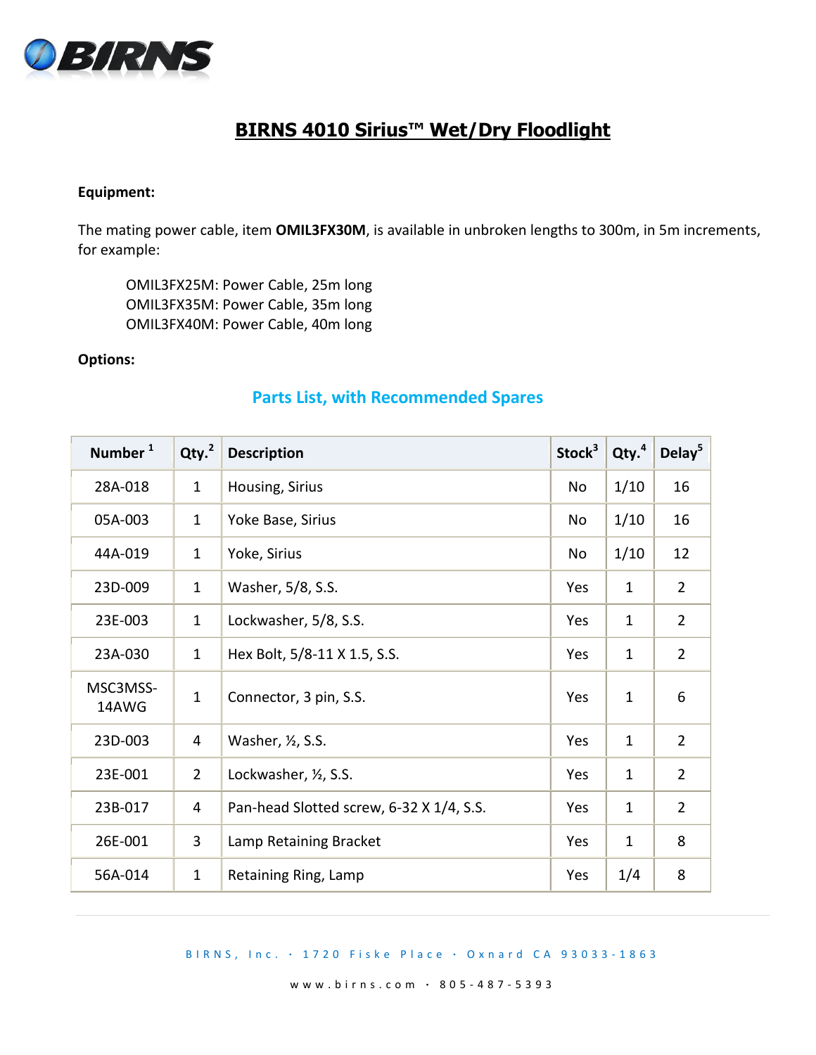# BIRNS 4010 Sirius™ Wet/Dry Floodlight

**Equipment:**

The mating power cable, item **OMIL3FX30M**, is available in unbroken lengths to 300m, in 5m increments, for example:

OMIL3FX25M: Power Cable, 25m long
OMIL3FX35M: Power Cable, 35m long
OMIL3FX40M: Power Cable, 40m long

**Options:**

## Parts List, with Recommended Spares

| Number [1] | Qty. [2] | Description | Stock [3] | Qty. [4] | Delay [5] |
|---|---|---|---|---|---|
| 28A-018 | 1 | Housing, Sirius | No | 1/10 | 16 |
| 05A-003 | 1 | Yoke Base, Sirius | No | 1/10 | 16 |
| 44A-019 | 1 | Yoke, Sirius | No | 1/10 | 12 |
| 23D-009 | 1 | Washer, 5/8, S.S. | Yes | 1 | 2 |
| 23E-003 | 1 | Lockwasher, 5/8, S.S. | Yes | 1 | 2 |
| 23A-030 | 1 | Hex Bolt, 5/8-11 X 1.5, S.S. | Yes | 1 | 2 |
| MSC3MSS-14AWG | 1 | Connector, 3 pin, S.S. | Yes | 1 | 6 |
| 23D-003 | 4 | Washer, ½, S.S. | Yes | 1 | 2 |
| 23E-001 | 2 | Lockwasher, ½, S.S. | Yes | 1 | 2 |
| 23B-017 | 4 | Pan-head Slotted screw, 6-32 X 1/4, S.S. | Yes | 1 | 2 |
| 26E-001 | 3 | Lamp Retaining Bracket | Yes | 1 | 8 |
| 56A-014 | 1 | Retaining Ring, Lamp | Yes | 1/4 | 8 |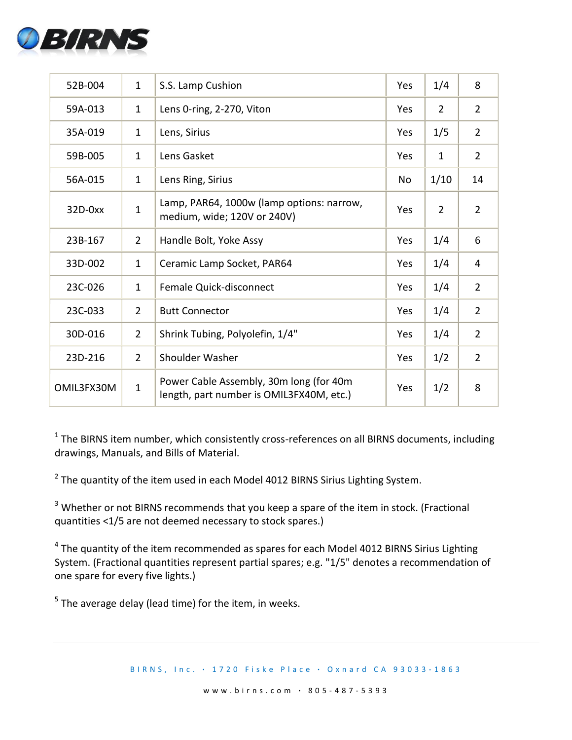| | | | | | |
|---|---|---|---|---|---|
| 52B-004 | 1 | S.S. Lamp Cushion | Yes | 1/4 | 8 |
| 59A-013 | 1 | Lens 0-ring, 2-270, Viton | Yes | 2 | 2 |
| 35A-019 | 1 | Lens, Sirius | Yes | 1/5 | 2 |
| 59B-005 | 1 | Lens Gasket | Yes | 1 | 2 |
| 56A-015 | 1 | Lens Ring, Sirius | No | 1/10 | 14 |
| 32D-0xx | 1 | Lamp, PAR64, 1000w (lamp options: narrow, medium, wide; 120V or 240V) | Yes | 2 | 2 |
| 23B-167 | 2 | Handle Bolt, Yoke Assy | Yes | 1/4 | 6 |
| 33D-002 | 1 | Ceramic Lamp Socket, PAR64 | Yes | 1/4 | 4 |
| 23C-026 | 1 | Female Quick-disconnect | Yes | 1/4 | 2 |
| 23C-033 | 2 | Butt Connector | Yes | 1/4 | 2 |
| 30D-016 | 2 | Shrink Tubing, Polyolefin, 1/4" | Yes | 1/4 | 2 |
| 23D-216 | 2 | Shoulder Washer | Yes | 1/2 | 2 |
| OMIL3FX30M | 1 | Power Cable Assembly, 30m long (for 40m length, part number is OMIL3FX40M, etc.) | Yes | 1/2 | 8 |

[1] The BIRNS item number, which consistently cross-references on all BIRNS documents, including drawings, Manuals, and Bills of Material.

[2] The quantity of the item used in each Model 4012 BIRNS Sirius Lighting System.

[3] Whether or not BIRNS recommends that you keep a spare of the item in stock. (Fractional quantities <1/5 are not deemed necessary to stock spares.)

[4] The quantity of the item recommended as spares for each Model 4012 BIRNS Sirius Lighting System. (Fractional quantities represent partial spares; e.g. "1/5" denotes a recommendation of one spare for every five lights.)

[5] The average delay (lead time) for the item, in weeks.